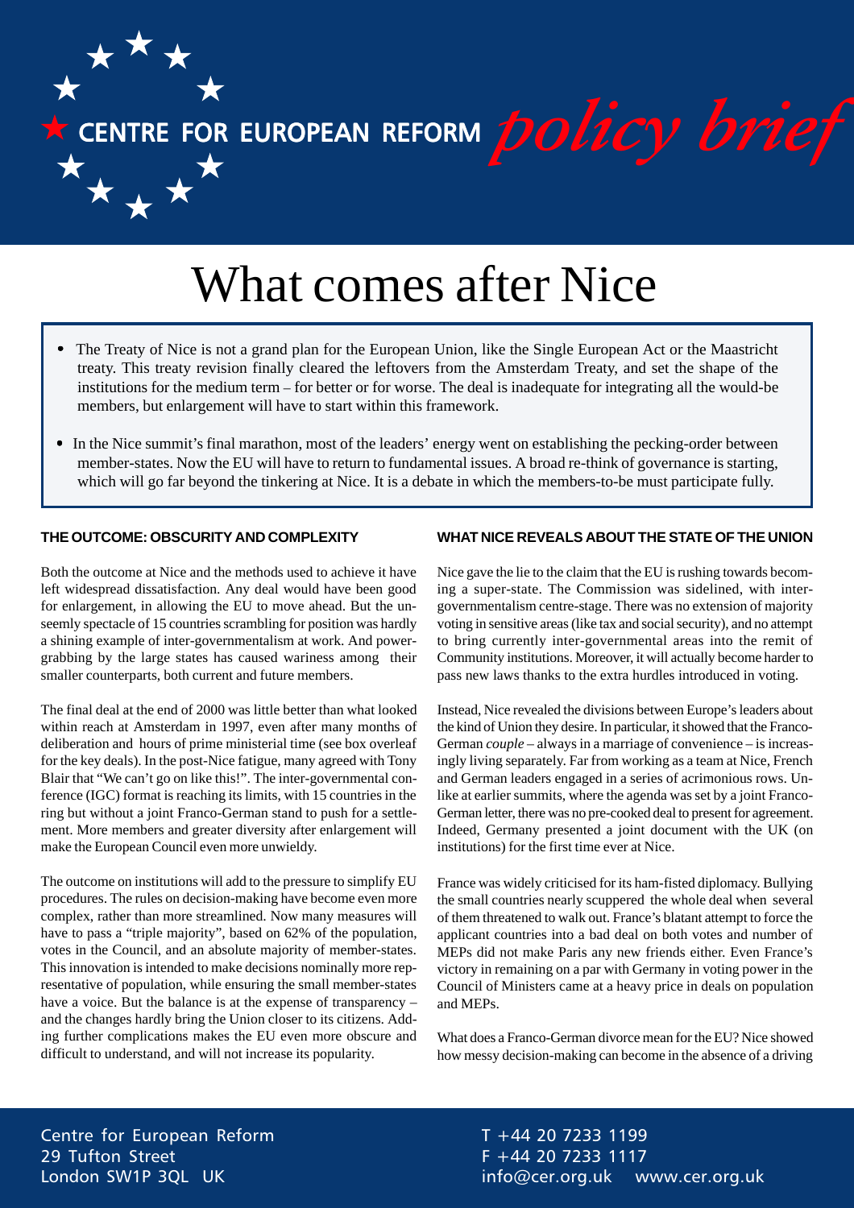CENTRE FOR EUROPEAN REFORM *policy brief*

# What comes after Nice

- The Treaty of Nice is not a grand plan for the European Union, like the Single European Act or the Maastricht treaty. This treaty revision finally cleared the leftovers from the Amsterdam Treaty, and set the shape of the institutions for the medium term – for better or for worse. The deal is inadequate for integrating all the would-be members, but enlargement will have to start within this framework.
- In the Nice summit's final marathon, most of the leaders' energy went on establishing the pecking-order between member-states. Now the EU will have to return to fundamental issues. A broad re-think of governance is starting, which will go far beyond the tinkering at Nice. It is a debate in which the members-to-be must participate fully.

### THE OUTCOME: OBSCURITY AND COMPLEXITY

Both the outcome at Nice and the methods used to achieve it have left widespread dissatisfaction. Any deal would have been good for enlargement, in allowing the EU to move ahead. But the unseemly spectacle of 15 countries scrambling for position was hardly a shining example of inter-governmentalism at work. And power-grabbing by the large states has caused wariness among their smaller counterparts, both current and future members.

The final deal at the end of 2000 was little better than what looked within reach at Amsterdam in 1997, even after many months of deliberation and hours of prime ministerial time (see box overleaf for the key deals). In the post-Nice fatigue, many agreed with Tony Blair that "We can't go on like this!". The inter-governmental conference (IGC) format is reaching its limits, with 15 countries in the ring but without a joint Franco-German stand to push for a settlement. More members and greater diversity after enlargement will make the European Council even more unwieldy.

The outcome on institutions will add to the pressure to simplify EU procedures. The rules on decision-making have become even more complex, rather than more streamlined. Now many measures will have to pass a "triple majority", based on 62% of the population, votes in the Council, and an absolute majority of member-states. This innovation is intended to make decisions nominally more representative of population, while ensuring the small member-states have a voice. But the balance is at the expense of transparency – and the changes hardly bring the Union closer to its citizens. Adding further complications makes the EU even more obscure and difficult to understand, and will not increase its popularity.

### WHAT NICE REVEALS ABOUT THE STATE OF THE UNION

Nice gave the lie to the claim that the EU is rushing towards becoming a super-state. The Commission was sidelined, with inter-governmentalism centre-stage. There was no extension of majority voting in sensitive areas (like tax and social security), and no attempt to bring currently inter-governmental areas into the remit of Community institutions. Moreover, it will actually become harder to pass new laws thanks to the extra hurdles introduced in voting.

Instead, Nice revealed the divisions between Europe's leaders about the kind of Union they desire. In particular, it showed that the Franco-German *couple* – always in a marriage of convenience – is increasingly living separately. Far from working as a team at Nice, French and German leaders engaged in a series of acrimonious rows. Unlike at earlier summits, where the agenda was set by a joint Franco-German letter, there was no pre-cooked deal to present for agreement. Indeed, Germany presented a joint document with the UK (on institutions) for the first time ever at Nice.

France was widely criticised for its ham-fisted diplomacy. Bullying the small countries nearly scuppered the whole deal when several of them threatened to walk out. France's blatant attempt to force the applicant countries into a bad deal on both votes and number of MEPs did not make Paris any new friends either. Even France's victory in remaining on a par with Germany in voting power in the Council of Ministers came at a heavy price in deals on population and MEPs.

What does a Franco-German divorce mean for the EU? Nice showed how messy decision-making can become in the absence of a driving

Centre for European Reform
29 Tufton Street
London SW1P 3QL UK

T +44 20 7233 1199
F +44 20 7233 1117
info@cer.org.uk www.cer.org.uk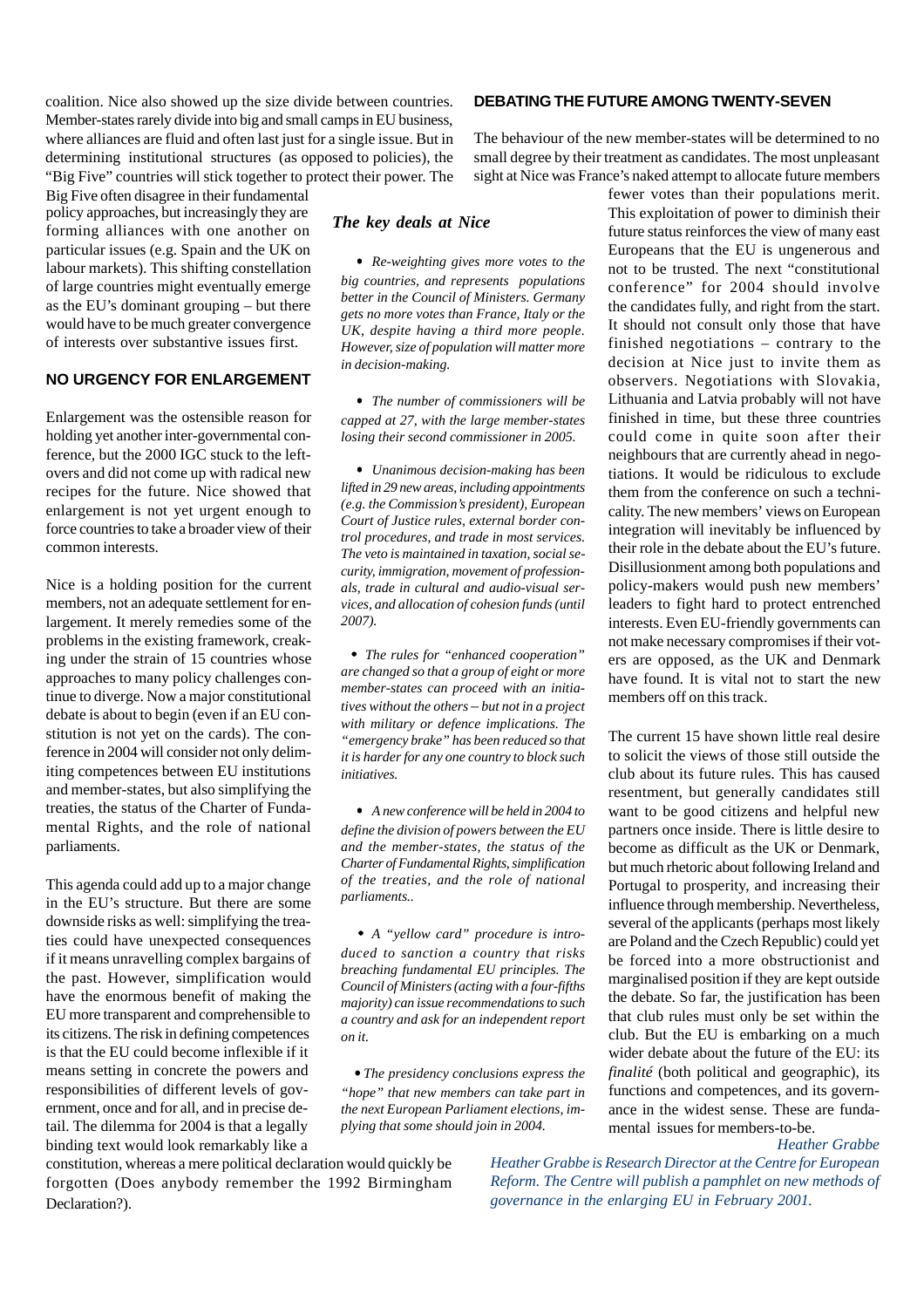coalition. Nice also showed up the size divide between countries. Member-states rarely divide into big and small camps in EU business, where alliances are fluid and often last just for a single issue. But in determining institutional structures (as opposed to policies), the "Big Five" countries will stick together to protect their power. The Big Five often disagree in their fundamental policy approaches, but increasingly they are forming alliances with one another on particular issues (e.g. Spain and the UK on labour markets). This shifting constellation of large countries might eventually emerge as the EU's dominant grouping – but there would have to be much greater convergence of interests over substantive issues first.

### NO URGENCY FOR ENLARGEMENT

Enlargement was the ostensible reason for holding yet another inter-governmental conference, but the 2000 IGC stuck to the left-overs and did not come up with radical new recipes for the future. Nice showed that enlargement is not yet urgent enough to force countries to take a broader view of their common interests.

Nice is a holding position for the current members, not an adequate settlement for enlargement. It merely remedies some of the problems in the existing framework, creaking under the strain of 15 countries whose approaches to many policy challenges continue to diverge. Now a major constitutional debate is about to begin (even if an EU constitution is not yet on the cards). The conference in 2004 will consider not only delimiting competences between EU institutions and member-states, but also simplifying the treaties, the status of the Charter of Fundamental Rights, and the role of national parliaments.

This agenda could add up to a major change in the EU's structure. But there are some downside risks as well: simplifying the treaties could have unexpected consequences if it means unravelling complex bargains of the past. However, simplification would have the enormous benefit of making the EU more transparent and comprehensible to its citizens. The risk in defining competences is that the EU could become inflexible if it means setting in concrete the powers and responsibilities of different levels of government, once and for all, and in precise detail. The dilemma for 2004 is that a legally binding text would look remarkably like a constitution, whereas a mere political declaration would quickly be forgotten (Does anybody remember the 1992 Birmingham Declaration?).

### *The key deals at Nice*

- *Re-weighting gives more votes to the big countries, and represents populations better in the Council of Ministers. Germany gets no more votes than France, Italy or the UK, despite having a third more people. However, size of population will matter more in decision-making.*

- *The number of commissioners will be capped at 27, with the large member-states losing their second commissioner in 2005.*

- *Unanimous decision-making has been lifted in 29 new areas, including appointments (e.g. the Commission's president), European Court of Justice rules, external border control procedures, and trade in most services. The veto is maintained in taxation, social security, immigration, movement of professionals, trade in cultural and audio-visual services, and allocation of cohesion funds (until 2007).*

- *The rules for "enhanced cooperation" are changed so that a group of eight or more member-states can proceed with an initiatives without the others – but not in a project with military or defence implications. The "emergency brake" has been reduced so that it is harder for any one country to block such initiatives.*

- *A new conference will be held in 2004 to define the division of powers between the EU and the member-states, the status of the Charter of Fundamental Rights, simplification of the treaties, and the role of national parliaments..*

- *A "yellow card" procedure is introduced to sanction a country that risks breaching fundamental EU principles. The Council of Ministers (acting with a four-fifths majority) can issue recommendations to such a country and ask for an independent report on it.*

- *The presidency conclusions express the "hope" that new members can take part in the next European Parliament elections, implying that some should join in 2004.*

### DEBATING THE FUTURE AMONG TWENTY-SEVEN

The behaviour of the new member-states will be determined to no small degree by their treatment as candidates. The most unpleasant sight at Nice was France's naked attempt to allocate future members fewer votes than their populations merit. This exploitation of power to diminish their future status reinforces the view of many east Europeans that the EU is ungenerous and not to be trusted. The next "constitutional conference" for 2004 should involve the candidates fully, and right from the start. It should not consult only those that have finished negotiations – contrary to the decision at Nice just to invite them as observers. Negotiations with Slovakia, Lithuania and Latvia probably will not have finished in time, but these three countries could come in quite soon after their neighbours that are currently ahead in negotiations. It would be ridiculous to exclude them from the conference on such a technicality. The new members' views on European integration will inevitably be influenced by their role in the debate about the EU's future. Disillusionment among both populations and policy-makers would push new members' leaders to fight hard to protect entrenched interests. Even EU-friendly governments can not make necessary compromises if their voters are opposed, as the UK and Denmark have found. It is vital not to start the new members off on this track.

The current 15 have shown little real desire to solicit the views of those still outside the club about its future rules. This has caused resentment, but generally candidates still want to be good citizens and helpful new partners once inside. There is little desire to become as difficult as the UK or Denmark, but much rhetoric about following Ireland and Portugal to prosperity, and increasing their influence through membership. Nevertheless, several of the applicants (perhaps most likely are Poland and the Czech Republic) could yet be forced into a more obstructionist and marginalised position if they are kept outside the debate. So far, the justification has been that club rules must only be set within the club. But the EU is embarking on a much wider debate about the future of the EU: its *finalité* (both political and geographic), its functions and competences, and its governance in the widest sense. These are fundamental issues for members-to-be.

*Heather Grabbe*

*Heather Grabbe is Research Director at the Centre for European Reform. The Centre will publish a pamphlet on new methods of governance in the enlarging EU in February 2001.*